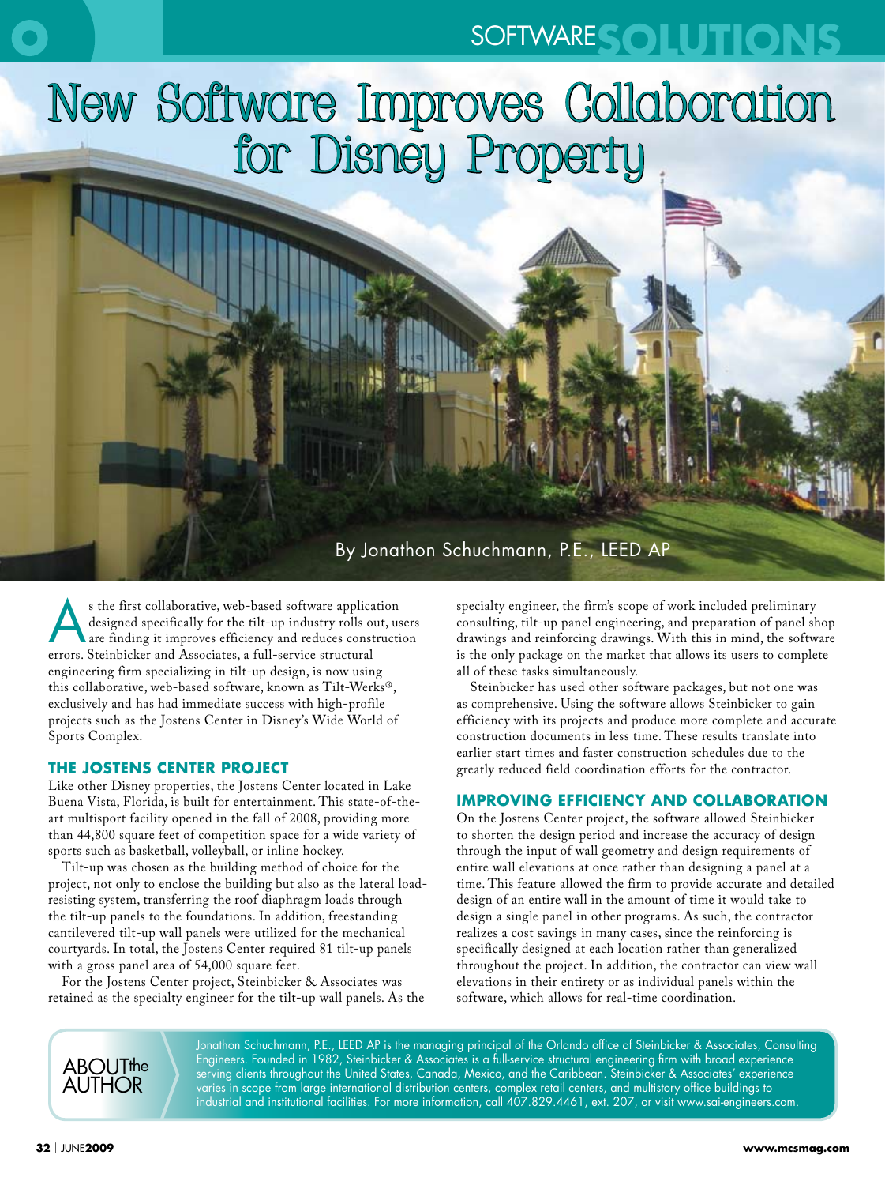# New Software Improves Collaboration for Disney Property

By Jonathon Schuchmann, P.E., LEED AP

As the first collaborative, web-based software application designed specifically for the tilt-up industry rolls out, users are finding it improves efficiency and reduces construction errors. Steinbicker and Associates, a full-service structural engineering firm specializing in tilt-up design, is now using this collaborative, web-based software, known as Tilt-Werks®, exclusively and has had immediate success with high-profile projects such as the Jostens Center in Disney's Wide World of Sports Complex.

## THE JOSTENS CENTER PROJECT

Like other Disney properties, the Jostens Center located in Lake Buena Vista, Florida, is built for entertainment. This state-of-the-art multisport facility opened in the fall of 2008, providing more than 44,800 square feet of competition space for a wide variety of sports such as basketball, volleyball, or inline hockey.

Tilt-up was chosen as the building method of choice for the project, not only to enclose the building but also as the lateral load-resisting system, transferring the roof diaphragm loads through the tilt-up panels to the foundations. In addition, freestanding cantilevered tilt-up wall panels were utilized for the mechanical courtyards. In total, the Jostens Center required 81 tilt-up panels with a gross panel area of 54,000 square feet.

For the Jostens Center project, Steinbicker & Associates was retained as the specialty engineer for the tilt-up wall panels. As the specialty engineer, the firm's scope of work included preliminary consulting, tilt-up panel engineering, and preparation of panel shop drawings and reinforcing drawings. With this in mind, the software is the only package on the market that allows its users to complete all of these tasks simultaneously.

Steinbicker has used other software packages, but not one was as comprehensive. Using the software allows Steinbicker to gain efficiency with its projects and produce more complete and accurate construction documents in less time. These results translate into earlier start times and faster construction schedules due to the greatly reduced field coordination efforts for the contractor.

## IMPROVING EFFICIENCY AND COLLABORATION

On the Jostens Center project, the software allowed Steinbicker to shorten the design period and increase the accuracy of design through the input of wall geometry and design requirements of entire wall elevations at once rather than designing a panel at a time. This feature allowed the firm to provide accurate and detailed design of an entire wall in the amount of time it would take to design a single panel in other programs. As such, the contractor realizes a cost savings in many cases, since the reinforcing is specifically designed at each location rather than generalized throughout the project. In addition, the contractor can view wall elevations in their entirety or as individual panels within the software, which allows for real-time coordination.

## ABOUT the AUTHOR

Jonathon Schuchmann, P.E., LEED AP is the managing principal of the Orlando office of Steinbicker & Associates, Consulting Engineers. Founded in 1982, Steinbicker & Associates is a full-service structural engineering firm with broad experience serving clients throughout the United States, Canada, Mexico, and the Caribbean. Steinbicker & Associates' experience varies in scope from large international distribution centers, complex retail centers, and multistory office buildings to industrial and institutional facilities. For more information, call 407.829.4461, ext. 207, or visit www.sai-engineers.com.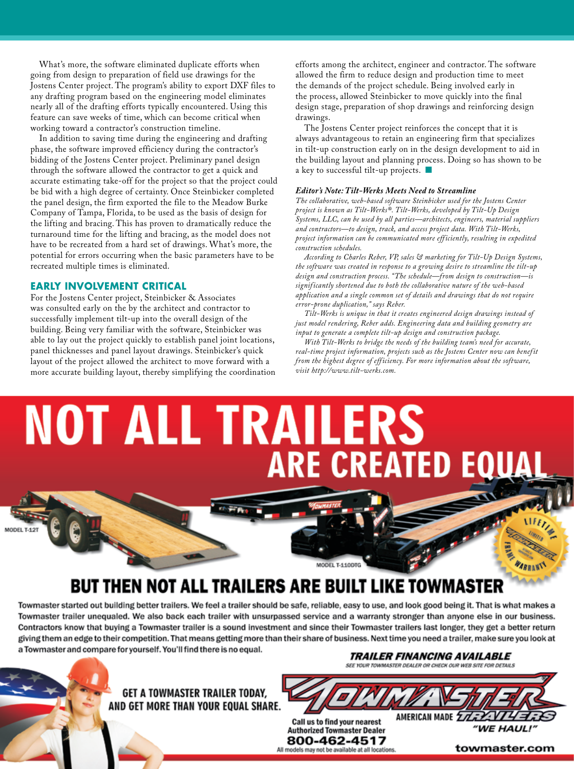What's more, the software eliminated duplicate efforts when going from design to preparation of field use drawings for the Jostens Center project. The program's ability to export DXF files to any drafting program based on the engineering model eliminates nearly all of the drafting efforts typically encountered. Using this feature can save weeks of time, which can become critical when working toward a contractor's construction timeline.

In addition to saving time during the engineering and drafting phase, the software improved efficiency during the contractor's bidding of the Jostens Center project. Preliminary panel design through the software allowed the contractor to get a quick and accurate estimating take-off for the project so that the project could be bid with a high degree of certainty. Once Steinbicker completed the panel design, the firm exported the file to the Meadow Burke Company of Tampa, Florida, to be used as the basis of design for the lifting and bracing. This has proven to dramatically reduce the turnaround time for the lifting and bracing, as the model does not have to be recreated from a hard set of drawings. What's more, the potential for errors occurring when the basic parameters have to be recreated multiple times is eliminated.

## EARLY INVOLVEMENT CRITICAL

For the Jostens Center project, Steinbicker & Associates was consulted early on the by the architect and contractor to successfully implement tilt-up into the overall design of the building. Being very familiar with the software, Steinbicker was able to lay out the project quickly to establish panel joint locations, panel thicknesses and panel layout drawings. Steinbicker's quick layout of the project allowed the architect to move forward with a more accurate building layout, thereby simplifying the coordination efforts among the architect, engineer and contractor. The software allowed the firm to reduce design and production time to meet the demands of the project schedule. Being involved early in the process, allowed Steinbicker to move quickly into the final design stage, preparation of shop drawings and reinforcing design drawings.

The Jostens Center project reinforces the concept that it is always advantageous to retain an engineering firm that specializes in tilt-up construction early on in the design development to aid in the building layout and planning process. Doing so has shown to be a key to successful tilt-up projects. ■

***Editor's Note: Tilt-Werks Meets Need to Streamline***

*The collaborative, web-based software Steinbicker used for the Jostens Center project is known as Tilt-Werks®. Tilt-Werks, developed by Tilt-Up Design Systems, LLC, can be used by all parties—architects, engineers, material suppliers and contractors—to design, track, and access project data. With Tilt-Werks, project information can be communicated more efficiently, resulting in expedited construction schedules.*

*According to Charles Reber, VP, sales & marketing for Tilt-Up Design Systems, the software was created in response to a growing desire to streamline the tilt-up design and construction process. "The schedule—from design to construction—is significantly shortened due to both the collaborative nature of the web-based application and a single common set of details and drawings that do not require error-prone duplication," says Reber.*

*Tilt-Werks is unique in that it creates engineered design drawings instead of just model rendering, Reber adds. Engineering data and building geometry are input to generate a complete tilt-up design and construction package.*

*With Tilt-Werks to bridge the needs of the building team's need for accurate, real-time project information, projects such as the Jostens Center now can benefit from the highest degree of efficiency. For more information about the software, visit http://www.tilt-werks.com.*

# NOT ALL TRAILERS ARE CREATED EQUAL

MODEL T-12T

MODEL T-110DTG

LIFETIME LIMITED TOWMASTER FRAME WARRANTY

## BUT THEN NOT ALL TRAILERS ARE BUILT LIKE TOWMASTER

Towmaster started out building better trailers. We feel a trailer should be safe, reliable, easy to use, and look good being it. That is what makes a Towmaster trailer unequaled. We also back each trailer with unsurpassed service and a warranty stronger than anyone else in our business. Contractors know that buying a Towmaster trailer is a sound investment and since their Towmaster trailers last longer, they get a better return giving them an edge to their competition. That means getting more than their share of business. Next time you need a trailer, make sure you look at a Towmaster and compare for yourself. You'll find there is no equal.

**TRAILER FINANCING AVAILABLE**
SEE YOUR TOWMASTER DEALER OR CHECK OUR WEB SITE FOR DETAILS

**GET A TOWMASTER TRAILER TODAY, AND GET MORE THAN YOUR EQUAL SHARE.**

TOWMASTER AMERICAN MADE TRAILERS "WE HAUL!"

Call us to find your nearest Authorized Towmaster Dealer
**800-462-4517**
All models may not be available at all locations.

towmaster.com